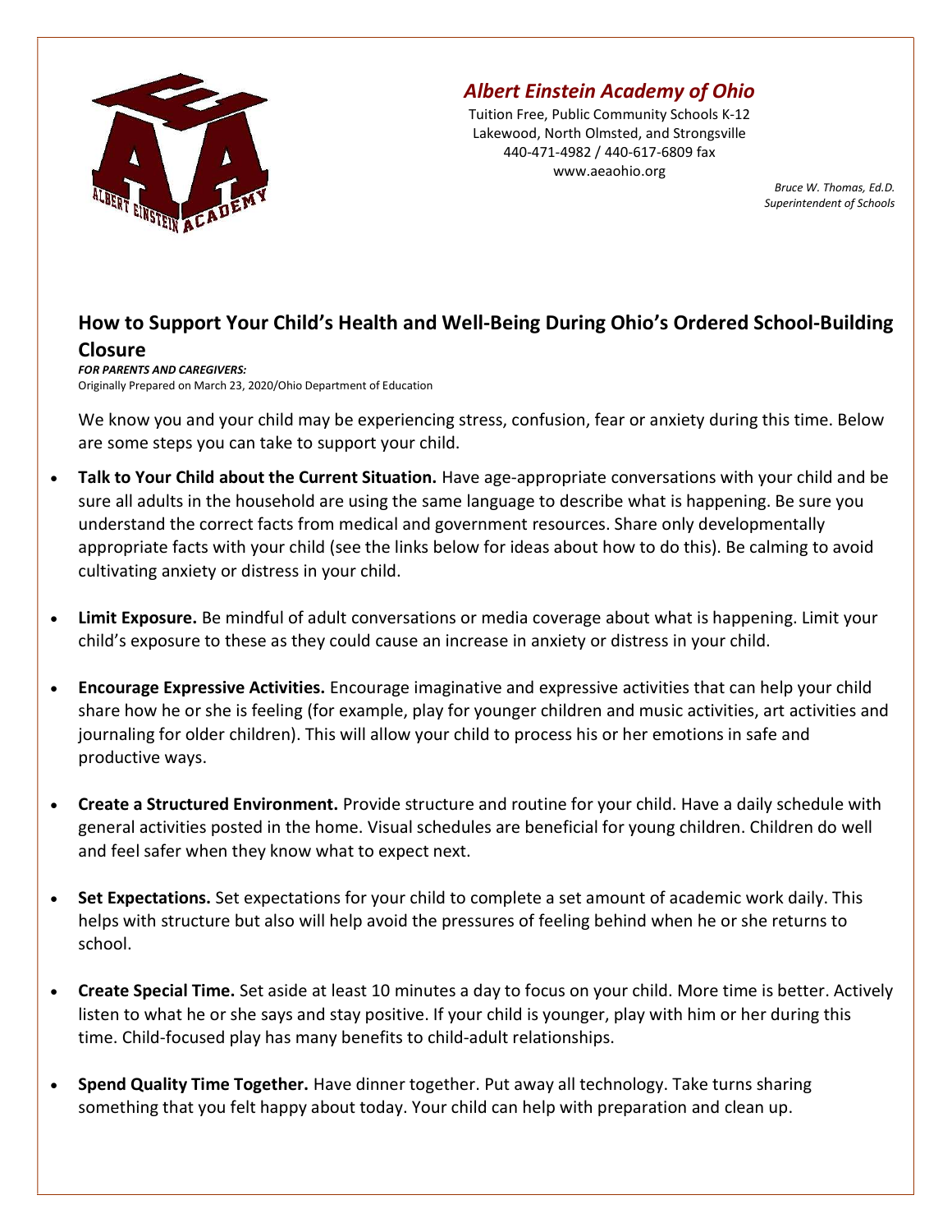*Albert Einstein Academy of Ohio*

Tuition Free, Public Community Schools K-12
Lakewood, North Olmsted, and Strongsville
440-471-4982 / 440-617-6809 fax
www.aeaohio.org

*Bruce W. Thomas, Ed.D.*
*Superintendent of Schools*

## How to Support Your Child's Health and Well-Being During Ohio's Ordered School-Building Closure

***FOR PARENTS AND CAREGIVERS:***
Originally Prepared on March 23, 2020/Ohio Department of Education

We know you and your child may be experiencing stress, confusion, fear or anxiety during this time. Below are some steps you can take to support your child.

- **Talk to Your Child about the Current Situation.** Have age-appropriate conversations with your child and be sure all adults in the household are using the same language to describe what is happening. Be sure you understand the correct facts from medical and government resources. Share only developmentally appropriate facts with your child (see the links below for ideas about how to do this). Be calming to avoid cultivating anxiety or distress in your child.

- **Limit Exposure.** Be mindful of adult conversations or media coverage about what is happening. Limit your child's exposure to these as they could cause an increase in anxiety or distress in your child.

- **Encourage Expressive Activities.** Encourage imaginative and expressive activities that can help your child share how he or she is feeling (for example, play for younger children and music activities, art activities and journaling for older children). This will allow your child to process his or her emotions in safe and productive ways.

- **Create a Structured Environment.** Provide structure and routine for your child. Have a daily schedule with general activities posted in the home. Visual schedules are beneficial for young children. Children do well and feel safer when they know what to expect next.

- **Set Expectations.** Set expectations for your child to complete a set amount of academic work daily. This helps with structure but also will help avoid the pressures of feeling behind when he or she returns to school.

- **Create Special Time.** Set aside at least 10 minutes a day to focus on your child. More time is better. Actively listen to what he or she says and stay positive. If your child is younger, play with him or her during this time. Child-focused play has many benefits to child-adult relationships.

- **Spend Quality Time Together.** Have dinner together. Put away all technology. Take turns sharing something that you felt happy about today. Your child can help with preparation and clean up.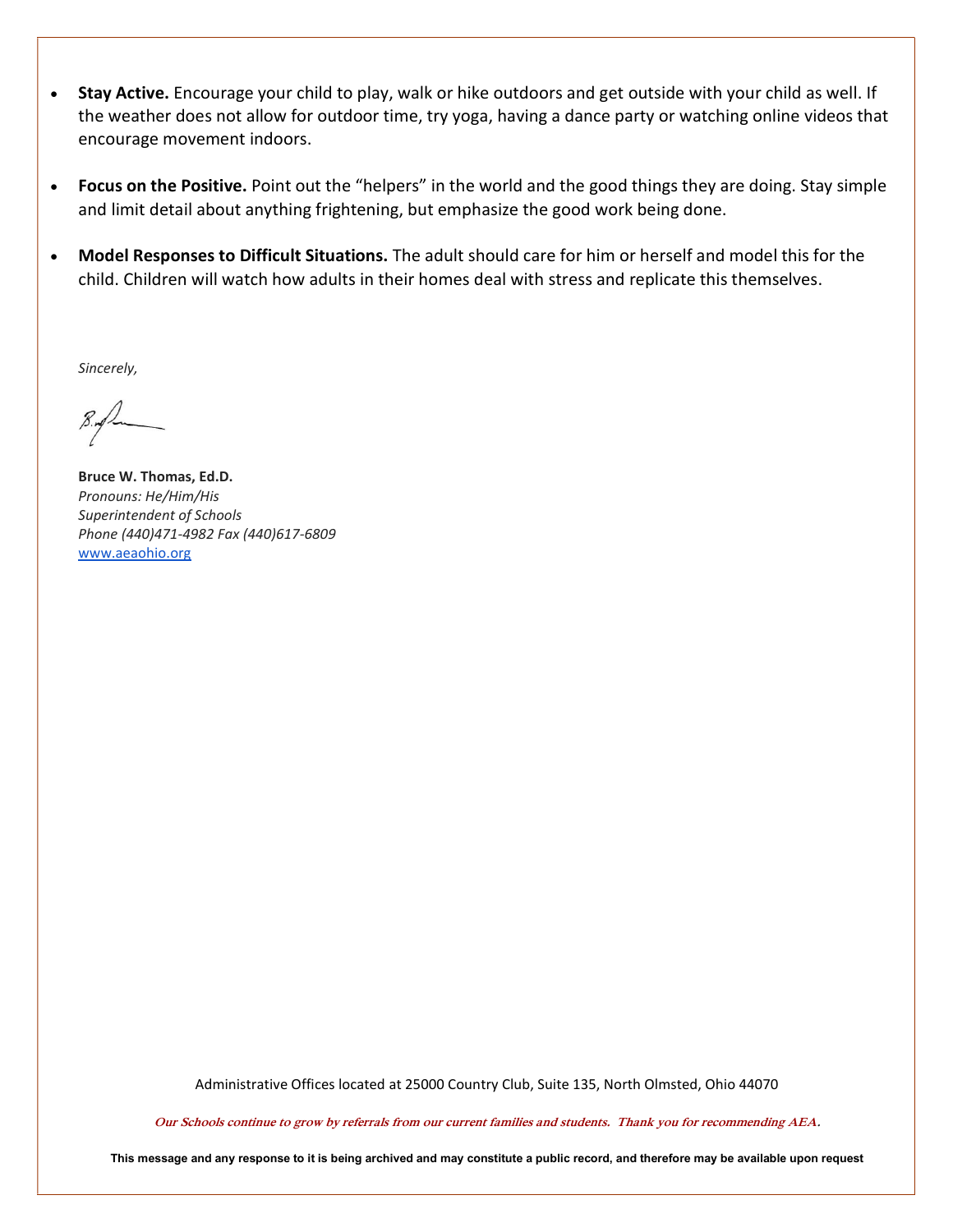- **Stay Active.** Encourage your child to play, walk or hike outdoors and get outside with your child as well. If the weather does not allow for outdoor time, try yoga, having a dance party or watching online videos that encourage movement indoors.

- **Focus on the Positive.** Point out the "helpers" in the world and the good things they are doing. Stay simple and limit detail about anything frightening, but emphasize the good work being done.

- **Model Responses to Difficult Situations.** The adult should care for him or herself and model this for the child. Children will watch how adults in their homes deal with stress and replicate this themselves.

*Sincerely,*

**Bruce W. Thomas, Ed.D.**
*Pronouns: He/Him/His*
*Superintendent of Schools*
*Phone (440)471-4982 Fax (440)617-6809*
www.aeaohio.org

Administrative Offices located at 25000 Country Club, Suite 135, North Olmsted, Ohio 44070

*Our Schools continue to grow by referrals from our current families and students. Thank you for recommending AEA.*

**This message and any response to it is being archived and may constitute a public record, and therefore may be available upon request**